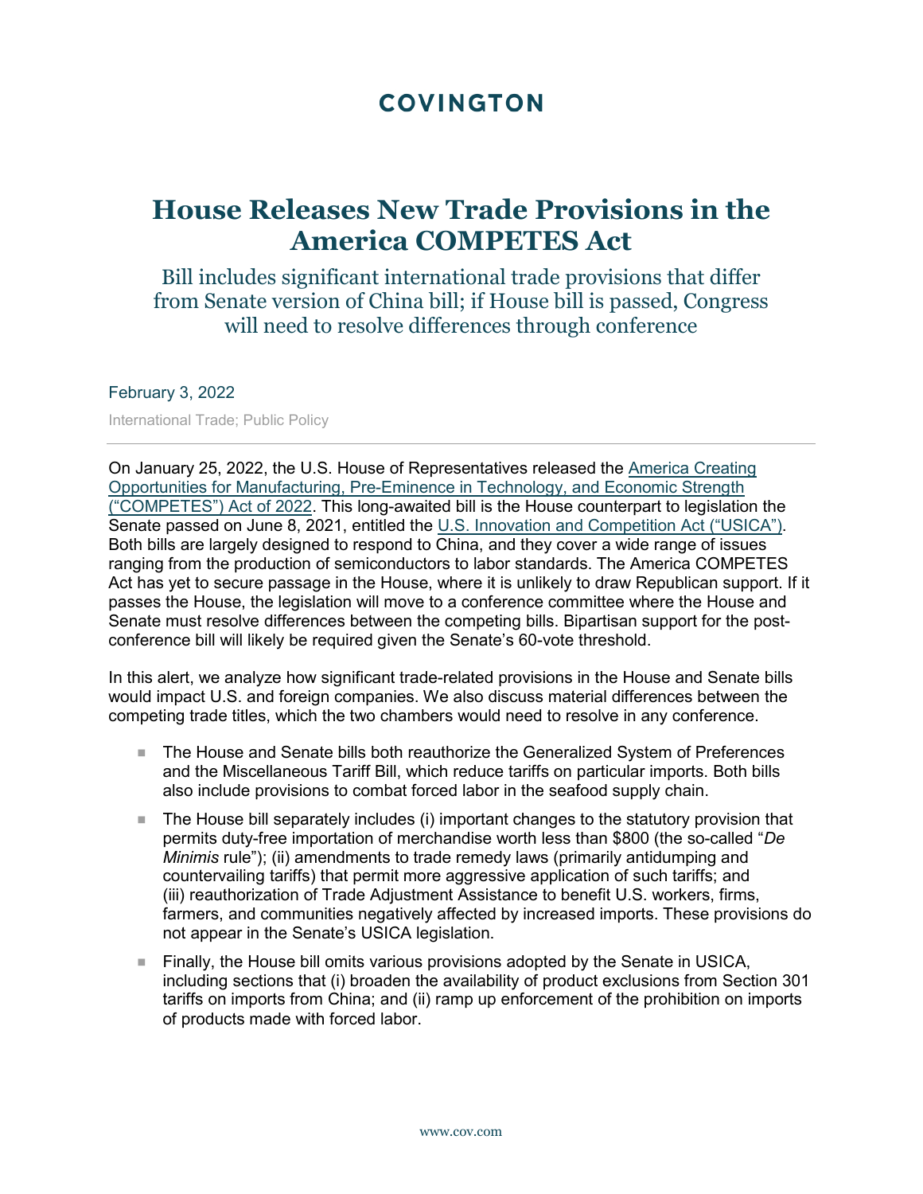COVINGTON

# House Releases New Trade Provisions in the America COMPETES Act

## Bill includes significant international trade provisions that differ from Senate version of China bill; if House bill is passed, Congress will need to resolve differences through conference

February 3, 2022

International Trade; Public Policy

---

On January 25, 2022, the U.S. House of Representatives released the America Creating Opportunities for Manufacturing, Pre-Eminence in Technology, and Economic Strength ("COMPETES") Act of 2022. This long-awaited bill is the House counterpart to legislation the Senate passed on June 8, 2021, entitled the U.S. Innovation and Competition Act ("USICA"). Both bills are largely designed to respond to China, and they cover a wide range of issues ranging from the production of semiconductors to labor standards. The America COMPETES Act has yet to secure passage in the House, where it is unlikely to draw Republican support. If it passes the House, the legislation will move to a conference committee where the House and Senate must resolve differences between the competing bills. Bipartisan support for the post-conference bill will likely be required given the Senate's 60-vote threshold.

In this alert, we analyze how significant trade-related provisions in the House and Senate bills would impact U.S. and foreign companies. We also discuss material differences between the competing trade titles, which the two chambers would need to resolve in any conference.

- The House and Senate bills both reauthorize the Generalized System of Preferences and the Miscellaneous Tariff Bill, which reduce tariffs on particular imports. Both bills also include provisions to combat forced labor in the seafood supply chain.
- The House bill separately includes (i) important changes to the statutory provision that permits duty-free importation of merchandise worth less than $800 (the so-called "*De Minimis* rule"); (ii) amendments to trade remedy laws (primarily antidumping and countervailing tariffs) that permit more aggressive application of such tariffs; and (iii) reauthorization of Trade Adjustment Assistance to benefit U.S. workers, firms, farmers, and communities negatively affected by increased imports. These provisions do not appear in the Senate's USICA legislation.
- Finally, the House bill omits various provisions adopted by the Senate in USICA, including sections that (i) broaden the availability of product exclusions from Section 301 tariffs on imports from China; and (ii) ramp up enforcement of the prohibition on imports of products made with forced labor.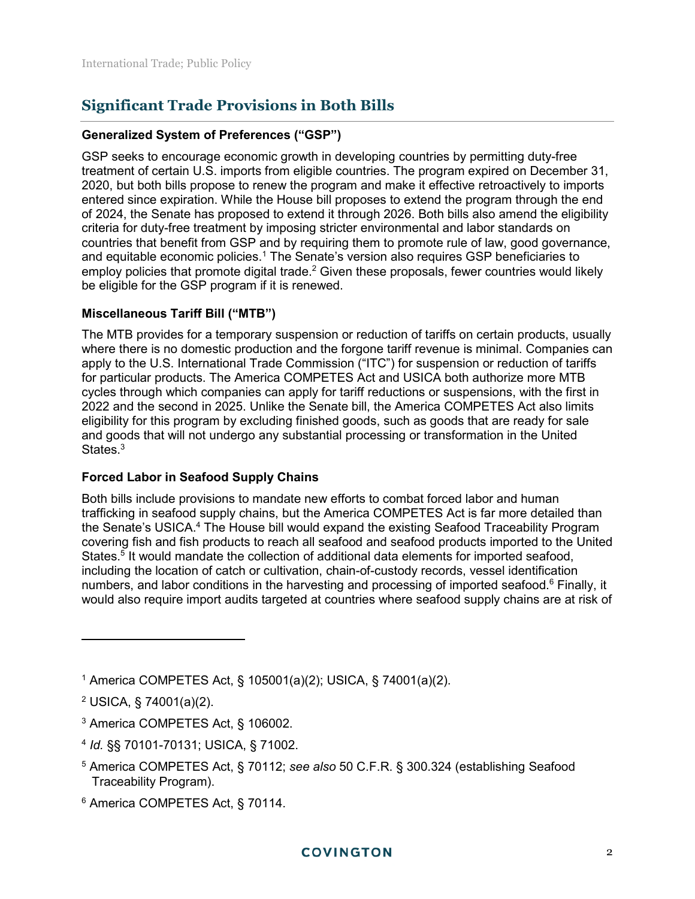## Significant Trade Provisions in Both Bills

### Generalized System of Preferences ("GSP")

GSP seeks to encourage economic growth in developing countries by permitting duty-free treatment of certain U.S. imports from eligible countries. The program expired on December 31, 2020, but both bills propose to renew the program and make it effective retroactively to imports entered since expiration. While the House bill proposes to extend the program through the end of 2024, the Senate has proposed to extend it through 2026. Both bills also amend the eligibility criteria for duty-free treatment by imposing stricter environmental and labor standards on countries that benefit from GSP and by requiring them to promote rule of law, good governance, and equitable economic policies.[1] The Senate's version also requires GSP beneficiaries to employ policies that promote digital trade.[2] Given these proposals, fewer countries would likely be eligible for the GSP program if it is renewed.

### Miscellaneous Tariff Bill ("MTB")

The MTB provides for a temporary suspension or reduction of tariffs on certain products, usually where there is no domestic production and the forgone tariff revenue is minimal. Companies can apply to the U.S. International Trade Commission ("ITC") for suspension or reduction of tariffs for particular products. The America COMPETES Act and USICA both authorize more MTB cycles through which companies can apply for tariff reductions or suspensions, with the first in 2022 and the second in 2025. Unlike the Senate bill, the America COMPETES Act also limits eligibility for this program by excluding finished goods, such as goods that are ready for sale and goods that will not undergo any substantial processing or transformation in the United States.[3]

### Forced Labor in Seafood Supply Chains

Both bills include provisions to mandate new efforts to combat forced labor and human trafficking in seafood supply chains, but the America COMPETES Act is far more detailed than the Senate's USICA.[4] The House bill would expand the existing Seafood Traceability Program covering fish and fish products to reach all seafood and seafood products imported to the United States.[5] It would mandate the collection of additional data elements for imported seafood, including the location of catch or cultivation, chain-of-custody records, vessel identification numbers, and labor conditions in the harvesting and processing of imported seafood.[6] Finally, it would also require import audits targeted at countries where seafood supply chains are at risk of

---

[1] America COMPETES Act, § 105001(a)(2); USICA, § 74001(a)(2).

[2] USICA, § 74001(a)(2).

[3] America COMPETES Act, § 106002.

[4] *Id.* §§ 70101-70131; USICA, § 71002.

[5] America COMPETES Act, § 70112; *see also* 50 C.F.R. § 300.324 (establishing Seafood Traceability Program).

[6] America COMPETES Act, § 70114.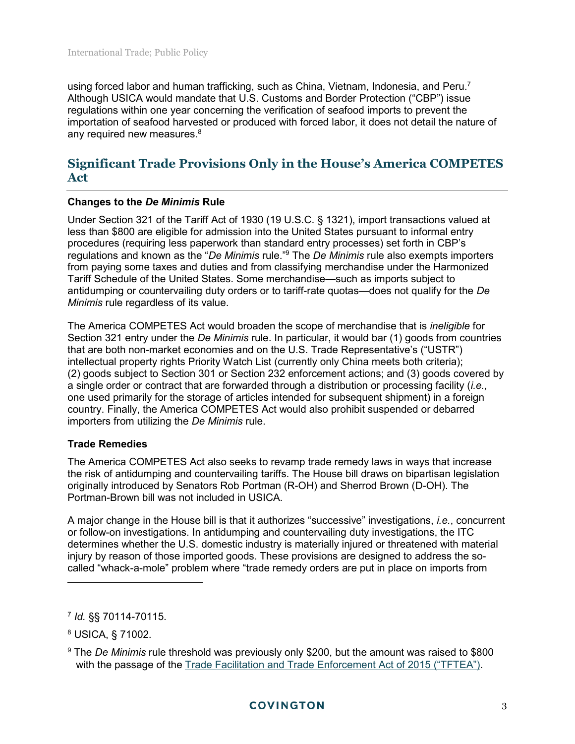using forced labor and human trafficking, such as China, Vietnam, Indonesia, and Peru.[7] Although USICA would mandate that U.S. Customs and Border Protection ("CBP") issue regulations within one year concerning the verification of seafood imports to prevent the importation of seafood harvested or produced with forced labor, it does not detail the nature of any required new measures.[8]

## Significant Trade Provisions Only in the House's America COMPETES Act

### Changes to the *De Minimis* Rule

Under Section 321 of the Tariff Act of 1930 (19 U.S.C. § 1321), import transactions valued at less than $800 are eligible for admission into the United States pursuant to informal entry procedures (requiring less paperwork than standard entry processes) set forth in CBP's regulations and known as the "*De Minimis* rule."[9] The *De Minimis* rule also exempts importers from paying some taxes and duties and from classifying merchandise under the Harmonized Tariff Schedule of the United States. Some merchandise—such as imports subject to antidumping or countervailing duty orders or to tariff-rate quotas—does not qualify for the *De Minimis* rule regardless of its value.

The America COMPETES Act would broaden the scope of merchandise that is *ineligible* for Section 321 entry under the *De Minimis* rule. In particular, it would bar (1) goods from countries that are both non-market economies and on the U.S. Trade Representative's ("USTR") intellectual property rights Priority Watch List (currently only China meets both criteria); (2) goods subject to Section 301 or Section 232 enforcement actions; and (3) goods covered by a single order or contract that are forwarded through a distribution or processing facility (*i.e.,* one used primarily for the storage of articles intended for subsequent shipment) in a foreign country. Finally, the America COMPETES Act would also prohibit suspended or debarred importers from utilizing the *De Minimis* rule.

### Trade Remedies

The America COMPETES Act also seeks to revamp trade remedy laws in ways that increase the risk of antidumping and countervailing tariffs. The House bill draws on bipartisan legislation originally introduced by Senators Rob Portman (R-OH) and Sherrod Brown (D-OH). The Portman-Brown bill was not included in USICA.

A major change in the House bill is that it authorizes "successive" investigations, *i.e.*, concurrent or follow-on investigations. In antidumping and countervailing duty investigations, the ITC determines whether the U.S. domestic industry is materially injured or threatened with material injury by reason of those imported goods. These provisions are designed to address the so-called "whack-a-mole" problem where "trade remedy orders are put in place on imports from

---

[7] *Id.* §§ 70114-70115.

[8] USICA, § 71002.

[9] The *De Minimis* rule threshold was previously only $200, but the amount was raised to $800 with the passage of the Trade Facilitation and Trade Enforcement Act of 2015 ("TFTEA").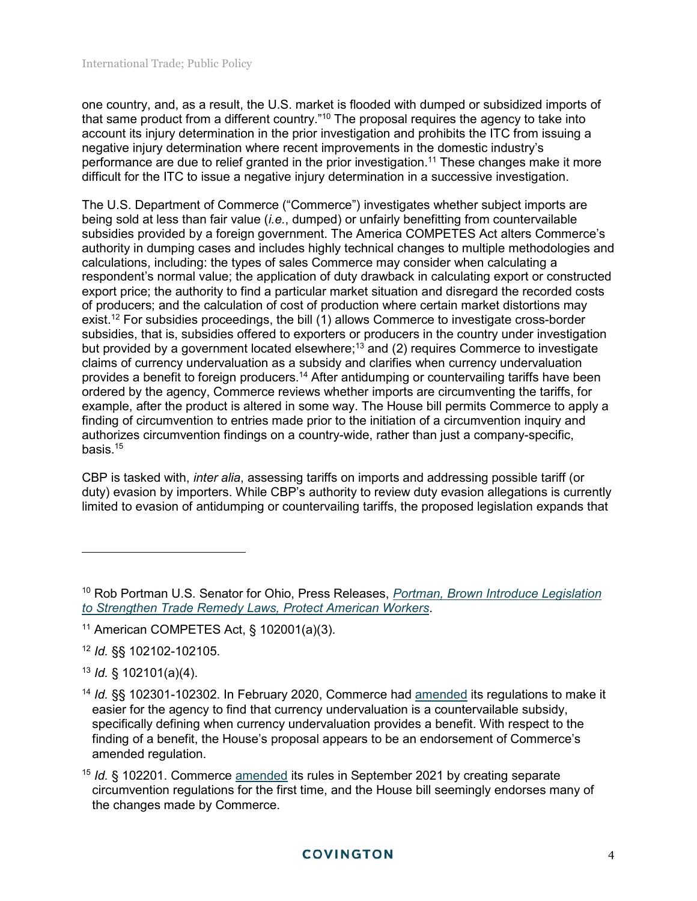one country, and, as a result, the U.S. market is flooded with dumped or subsidized imports of that same product from a different country."[10] The proposal requires the agency to take into account its injury determination in the prior investigation and prohibits the ITC from issuing a negative injury determination where recent improvements in the domestic industry's performance are due to relief granted in the prior investigation.[11] These changes make it more difficult for the ITC to issue a negative injury determination in a successive investigation.

The U.S. Department of Commerce ("Commerce") investigates whether subject imports are being sold at less than fair value (*i.e.*, dumped) or unfairly benefitting from countervailable subsidies provided by a foreign government. The America COMPETES Act alters Commerce's authority in dumping cases and includes highly technical changes to multiple methodologies and calculations, including: the types of sales Commerce may consider when calculating a respondent's normal value; the application of duty drawback in calculating export or constructed export price; the authority to find a particular market situation and disregard the recorded costs of producers; and the calculation of cost of production where certain market distortions may exist.[12] For subsidies proceedings, the bill (1) allows Commerce to investigate cross-border subsidies, that is, subsidies offered to exporters or producers in the country under investigation but provided by a government located elsewhere;[13] and (2) requires Commerce to investigate claims of currency undervaluation as a subsidy and clarifies when currency undervaluation provides a benefit to foreign producers.[14] After antidumping or countervailing tariffs have been ordered by the agency, Commerce reviews whether imports are circumventing the tariffs, for example, after the product is altered in some way. The House bill permits Commerce to apply a finding of circumvention to entries made prior to the initiation of a circumvention inquiry and authorizes circumvention findings on a country-wide, rather than just a company-specific, basis.[15]

CBP is tasked with, *inter alia*, assessing tariffs on imports and addressing possible tariff (or duty) evasion by importers. While CBP's authority to review duty evasion allegations is currently limited to evasion of antidumping or countervailing tariffs, the proposed legislation expands that

---

[10] Rob Portman U.S. Senator for Ohio, Press Releases, *Portman, Brown Introduce Legislation to Strengthen Trade Remedy Laws, Protect American Workers*.

[11] American COMPETES Act, § 102001(a)(3).

[12] *Id.* §§ 102102-102105.

[13] *Id.* § 102101(a)(4).

[14] *Id.* §§ 102301-102302. In February 2020, Commerce had amended its regulations to make it easier for the agency to find that currency undervaluation is a countervailable subsidy, specifically defining when currency undervaluation provides a benefit. With respect to the finding of a benefit, the House's proposal appears to be an endorsement of Commerce's amended regulation.

[15] *Id.* § 102201. Commerce amended its rules in September 2021 by creating separate circumvention regulations for the first time, and the House bill seemingly endorses many of the changes made by Commerce.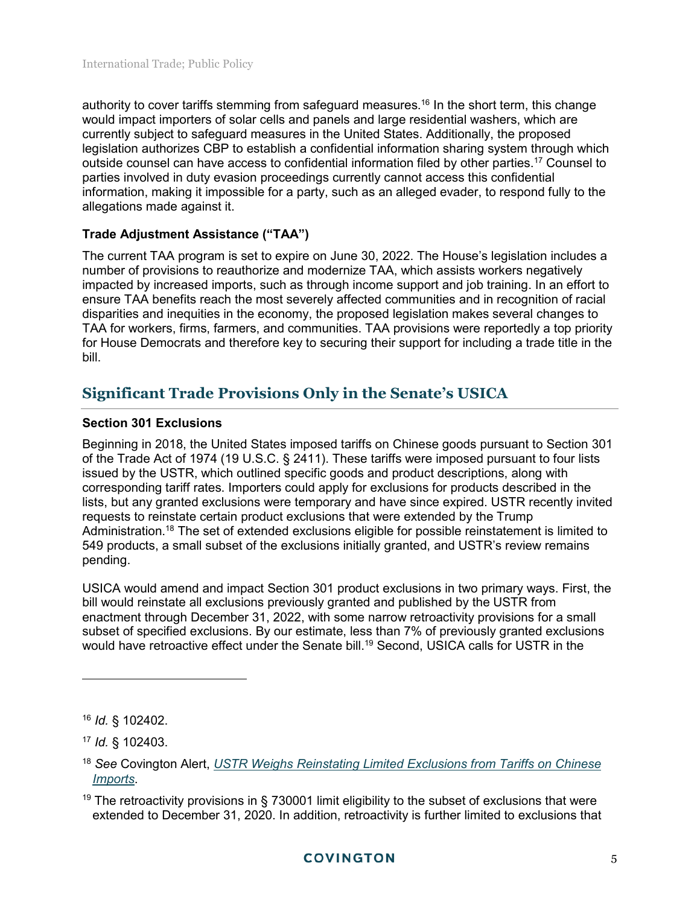authority to cover tariffs stemming from safeguard measures.[16] In the short term, this change would impact importers of solar cells and panels and large residential washers, which are currently subject to safeguard measures in the United States. Additionally, the proposed legislation authorizes CBP to establish a confidential information sharing system through which outside counsel can have access to confidential information filed by other parties.[17] Counsel to parties involved in duty evasion proceedings currently cannot access this confidential information, making it impossible for a party, such as an alleged evader, to respond fully to the allegations made against it.

### Trade Adjustment Assistance ("TAA")

The current TAA program is set to expire on June 30, 2022. The House's legislation includes a number of provisions to reauthorize and modernize TAA, which assists workers negatively impacted by increased imports, such as through income support and job training. In an effort to ensure TAA benefits reach the most severely affected communities and in recognition of racial disparities and inequities in the economy, the proposed legislation makes several changes to TAA for workers, firms, farmers, and communities. TAA provisions were reportedly a top priority for House Democrats and therefore key to securing their support for including a trade title in the bill.

## Significant Trade Provisions Only in the Senate's USICA

### Section 301 Exclusions

Beginning in 2018, the United States imposed tariffs on Chinese goods pursuant to Section 301 of the Trade Act of 1974 (19 U.S.C. § 2411). These tariffs were imposed pursuant to four lists issued by the USTR, which outlined specific goods and product descriptions, along with corresponding tariff rates. Importers could apply for exclusions for products described in the lists, but any granted exclusions were temporary and have since expired. USTR recently invited requests to reinstate certain product exclusions that were extended by the Trump Administration.[18] The set of extended exclusions eligible for possible reinstatement is limited to 549 products, a small subset of the exclusions initially granted, and USTR's review remains pending.

USICA would amend and impact Section 301 product exclusions in two primary ways. First, the bill would reinstate all exclusions previously granted and published by the USTR from enactment through December 31, 2022, with some narrow retroactivity provisions for a small subset of specified exclusions. By our estimate, less than 7% of previously granted exclusions would have retroactive effect under the Senate bill.[19] Second, USICA calls for USTR in the

---

[16] *Id.* § 102402.

[17] *Id.* § 102403.

[18] *See* Covington Alert, *USTR Weighs Reinstating Limited Exclusions from Tariffs on Chinese Imports*.

[19] The retroactivity provisions in § 730001 limit eligibility to the subset of exclusions that were extended to December 31, 2020. In addition, retroactivity is further limited to exclusions that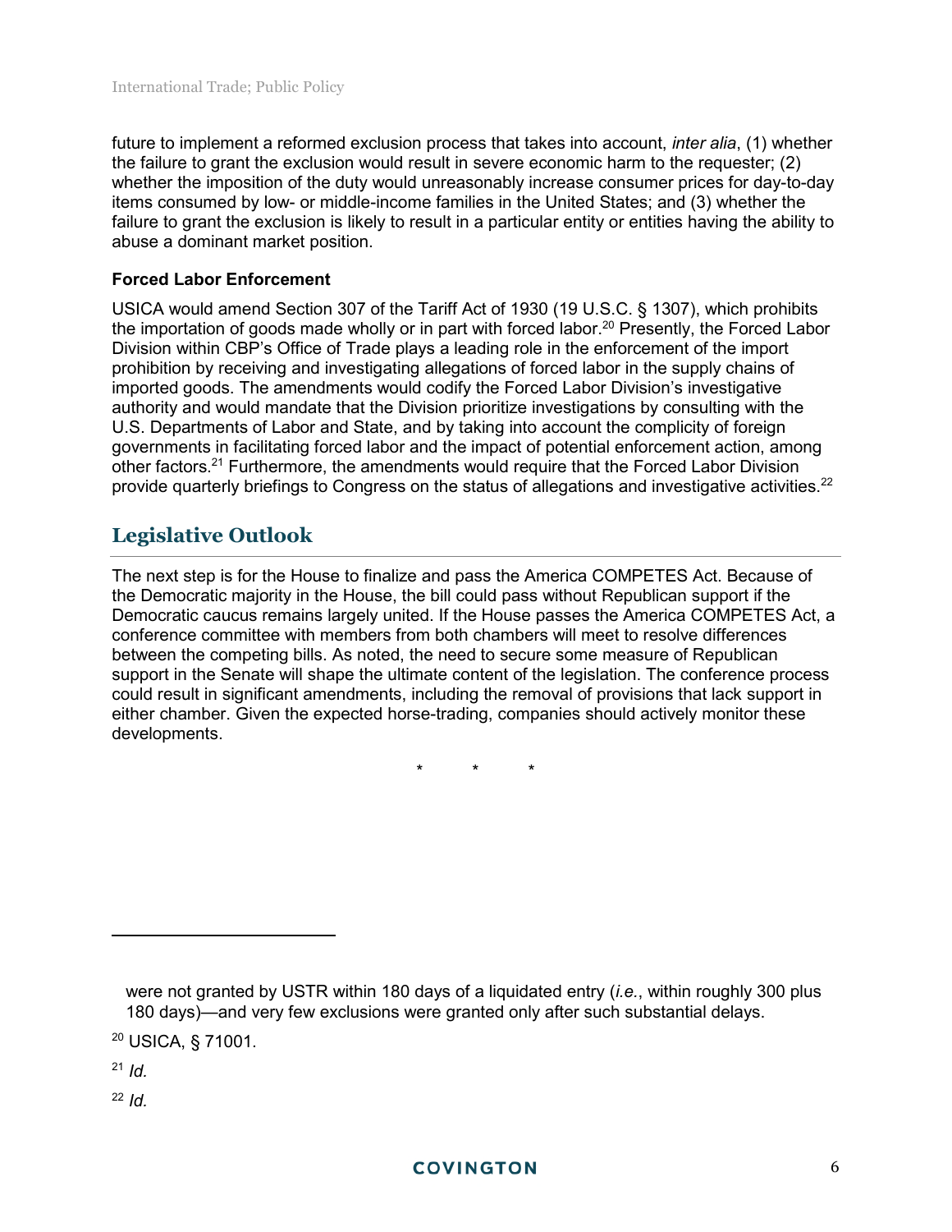future to implement a reformed exclusion process that takes into account, *inter alia*, (1) whether the failure to grant the exclusion would result in severe economic harm to the requester; (2) whether the imposition of the duty would unreasonably increase consumer prices for day-to-day items consumed by low- or middle-income families in the United States; and (3) whether the failure to grant the exclusion is likely to result in a particular entity or entities having the ability to abuse a dominant market position.

### Forced Labor Enforcement

USICA would amend Section 307 of the Tariff Act of 1930 (19 U.S.C. § 1307), which prohibits the importation of goods made wholly or in part with forced labor.[20] Presently, the Forced Labor Division within CBP's Office of Trade plays a leading role in the enforcement of the import prohibition by receiving and investigating allegations of forced labor in the supply chains of imported goods. The amendments would codify the Forced Labor Division's investigative authority and would mandate that the Division prioritize investigations by consulting with the U.S. Departments of Labor and State, and by taking into account the complicity of foreign governments in facilitating forced labor and the impact of potential enforcement action, among other factors.[21] Furthermore, the amendments would require that the Forced Labor Division provide quarterly briefings to Congress on the status of allegations and investigative activities.[22]

## Legislative Outlook

The next step is for the House to finalize and pass the America COMPETES Act. Because of the Democratic majority in the House, the bill could pass without Republican support if the Democratic caucus remains largely united. If the House passes the America COMPETES Act, a conference committee with members from both chambers will meet to resolve differences between the competing bills. As noted, the need to secure some measure of Republican support in the Senate will shape the ultimate content of the legislation. The conference process could result in significant amendments, including the removal of provisions that lack support in either chamber. Given the expected horse-trading, companies should actively monitor these developments.

\* \* \*

---

were not granted by USTR within 180 days of a liquidated entry (*i.e.*, within roughly 300 plus 180 days)—and very few exclusions were granted only after such substantial delays.

[20] USICA, § 71001.

[21] *Id.*

[22] *Id.*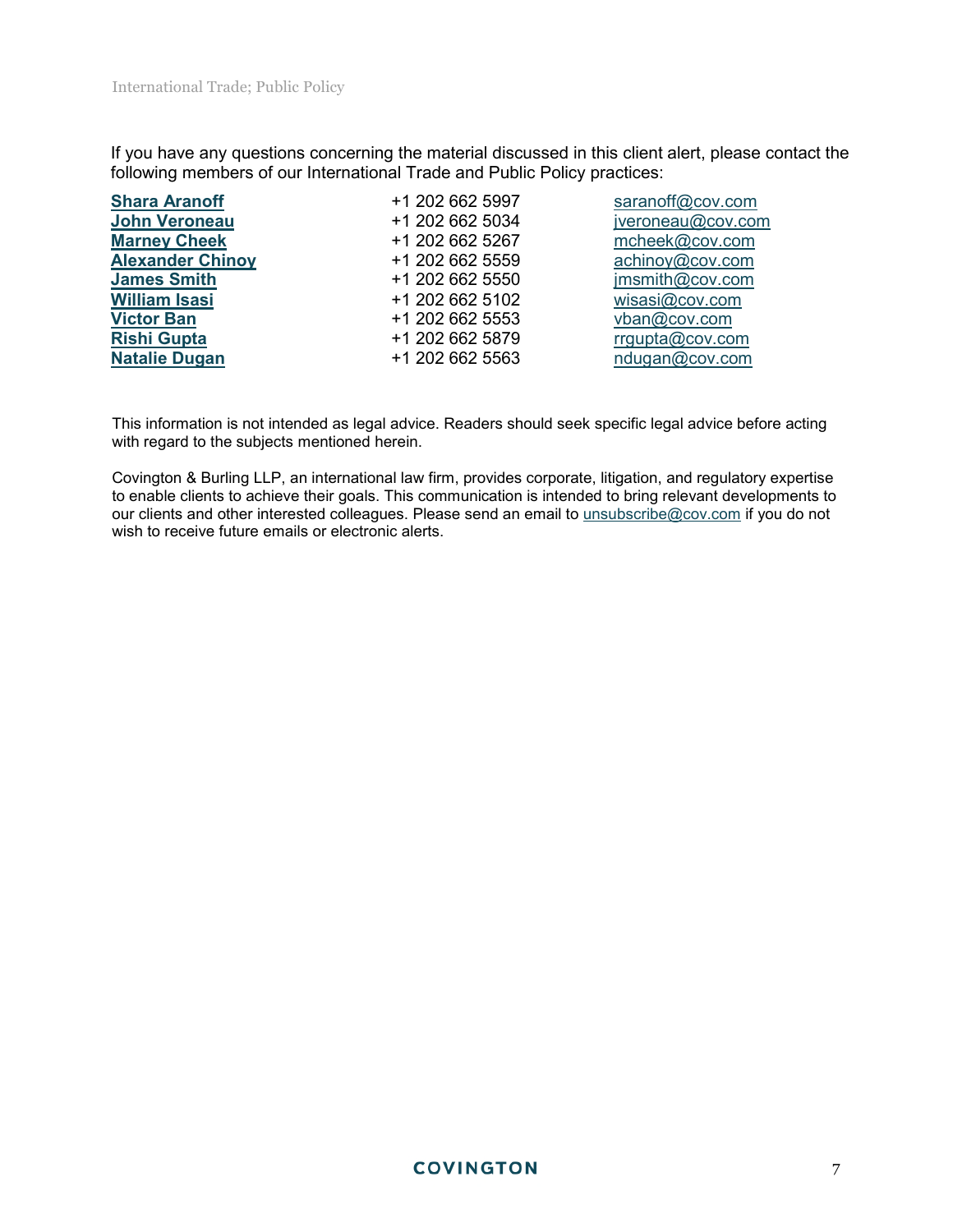If you have any questions concerning the material discussed in this client alert, please contact the following members of our International Trade and Public Policy practices:

| | | |
|---|---|---|
| **Shara Aranoff** | +1 202 662 5997 | saranoff@cov.com |
| **John Veroneau** | +1 202 662 5034 | jveroneau@cov.com |
| **Marney Cheek** | +1 202 662 5267 | mcheek@cov.com |
| **Alexander Chinoy** | +1 202 662 5559 | achinoy@cov.com |
| **James Smith** | +1 202 662 5550 | jmsmith@cov.com |
| **William Isasi** | +1 202 662 5102 | wisasi@cov.com |
| **Victor Ban** | +1 202 662 5553 | vban@cov.com |
| **Rishi Gupta** | +1 202 662 5879 | rrgupta@cov.com |
| **Natalie Dugan** | +1 202 662 5563 | ndugan@cov.com |

This information is not intended as legal advice. Readers should seek specific legal advice before acting with regard to the subjects mentioned herein.

Covington & Burling LLP, an international law firm, provides corporate, litigation, and regulatory expertise to enable clients to achieve their goals. This communication is intended to bring relevant developments to our clients and other interested colleagues. Please send an email to unsubscribe@cov.com if you do not wish to receive future emails or electronic alerts.